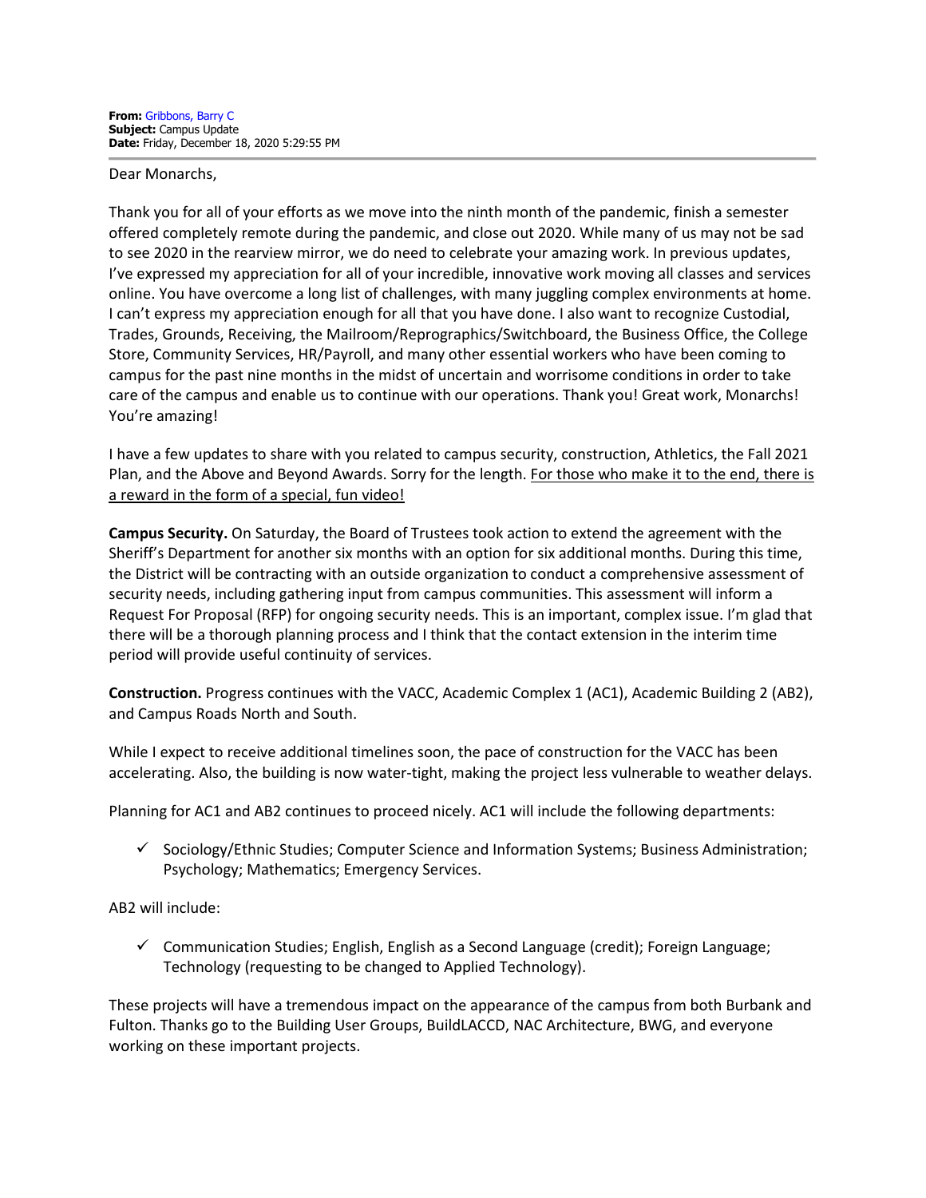**From:** Gribbons, Barry C
**Subject:** Campus Update
**Date:** Friday, December 18, 2020 5:29:55 PM

---

Dear Monarchs,

Thank you for all of your efforts as we move into the ninth month of the pandemic, finish a semester offered completely remote during the pandemic, and close out 2020. While many of us may not be sad to see 2020 in the rearview mirror, we do need to celebrate your amazing work. In previous updates, I've expressed my appreciation for all of your incredible, innovative work moving all classes and services online. You have overcome a long list of challenges, with many juggling complex environments at home. I can't express my appreciation enough for all that you have done. I also want to recognize Custodial, Trades, Grounds, Receiving, the Mailroom/Reprographics/Switchboard, the Business Office, the College Store, Community Services, HR/Payroll, and many other essential workers who have been coming to campus for the past nine months in the midst of uncertain and worrisome conditions in order to take care of the campus and enable us to continue with our operations. Thank you! Great work, Monarchs! You're amazing!

I have a few updates to share with you related to campus security, construction, Athletics, the Fall 2021 Plan, and the Above and Beyond Awards. Sorry for the length. <u>For those who make it to the end, there is a reward in the form of a special, fun video!</u>

**Campus Security.** On Saturday, the Board of Trustees took action to extend the agreement with the Sheriff's Department for another six months with an option for six additional months. During this time, the District will be contracting with an outside organization to conduct a comprehensive assessment of security needs, including gathering input from campus communities. This assessment will inform a Request For Proposal (RFP) for ongoing security needs. This is an important, complex issue. I'm glad that there will be a thorough planning process and I think that the contact extension in the interim time period will provide useful continuity of services.

**Construction.** Progress continues with the VACC, Academic Complex 1 (AC1), Academic Building 2 (AB2), and Campus Roads North and South.

While I expect to receive additional timelines soon, the pace of construction for the VACC has been accelerating. Also, the building is now water-tight, making the project less vulnerable to weather delays.

Planning for AC1 and AB2 continues to proceed nicely. AC1 will include the following departments:

- ✓ Sociology/Ethnic Studies; Computer Science and Information Systems; Business Administration; Psychology; Mathematics; Emergency Services.

AB2 will include:

- ✓ Communication Studies; English, English as a Second Language (credit); Foreign Language; Technology (requesting to be changed to Applied Technology).

These projects will have a tremendous impact on the appearance of the campus from both Burbank and Fulton. Thanks go to the Building User Groups, BuildLACCD, NAC Architecture, BWG, and everyone working on these important projects.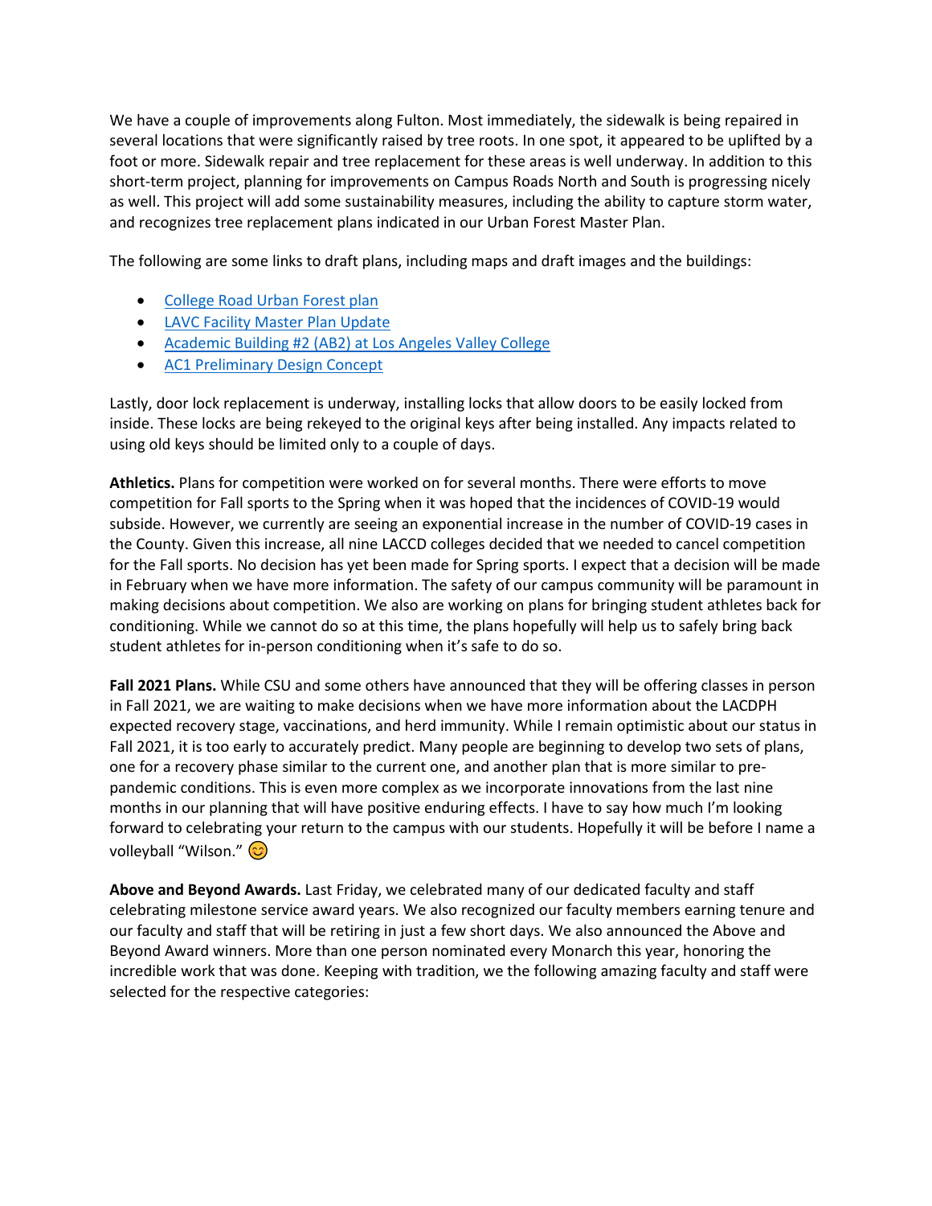We have a couple of improvements along Fulton. Most immediately, the sidewalk is being repaired in several locations that were significantly raised by tree roots. In one spot, it appeared to be uplifted by a foot or more. Sidewalk repair and tree replacement for these areas is well underway. In addition to this short-term project, planning for improvements on Campus Roads North and South is progressing nicely as well. This project will add some sustainability measures, including the ability to capture storm water, and recognizes tree replacement plans indicated in our Urban Forest Master Plan.

The following are some links to draft plans, including maps and draft images and the buildings:

- College Road Urban Forest plan
- LAVC Facility Master Plan Update
- Academic Building #2 (AB2) at Los Angeles Valley College
- AC1 Preliminary Design Concept

Lastly, door lock replacement is underway, installing locks that allow doors to be easily locked from inside. These locks are being rekeyed to the original keys after being installed. Any impacts related to using old keys should be limited only to a couple of days.

**Athletics.** Plans for competition were worked on for several months. There were efforts to move competition for Fall sports to the Spring when it was hoped that the incidences of COVID-19 would subside. However, we currently are seeing an exponential increase in the number of COVID-19 cases in the County. Given this increase, all nine LACCD colleges decided that we needed to cancel competition for the Fall sports. No decision has yet been made for Spring sports. I expect that a decision will be made in February when we have more information. The safety of our campus community will be paramount in making decisions about competition. We also are working on plans for bringing student athletes back for conditioning. While we cannot do so at this time, the plans hopefully will help us to safely bring back student athletes for in-person conditioning when it's safe to do so.

**Fall 2021 Plans.** While CSU and some others have announced that they will be offering classes in person in Fall 2021, we are waiting to make decisions when we have more information about the LACDPH expected recovery stage, vaccinations, and herd immunity. While I remain optimistic about our status in Fall 2021, it is too early to accurately predict. Many people are beginning to develop two sets of plans, one for a recovery phase similar to the current one, and another plan that is more similar to pre-pandemic conditions. This is even more complex as we incorporate innovations from the last nine months in our planning that will have positive enduring effects. I have to say how much I'm looking forward to celebrating your return to the campus with our students. Hopefully it will be before I name a volleyball "Wilson." 😊

**Above and Beyond Awards.** Last Friday, we celebrated many of our dedicated faculty and staff celebrating milestone service award years. We also recognized our faculty members earning tenure and our faculty and staff that will be retiring in just a few short days. We also announced the Above and Beyond Award winners. More than one person nominated every Monarch this year, honoring the incredible work that was done. Keeping with tradition, we the following amazing faculty and staff were selected for the respective categories: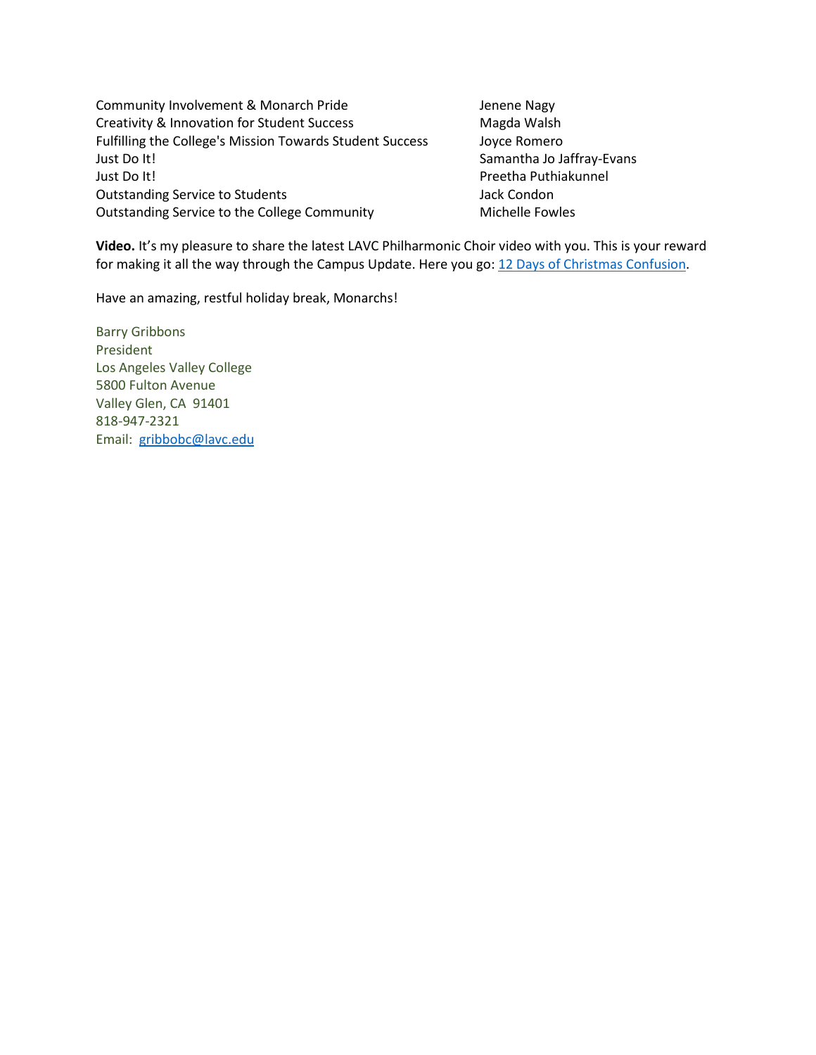| | |
|---|---|
| Community Involvement & Monarch Pride | Jenene Nagy |
| Creativity & Innovation for Student Success | Magda Walsh |
| Fulfilling the College's Mission Towards Student Success | Joyce Romero |
| Just Do It! | Samantha Jo Jaffray-Evans |
| Just Do It! | Preetha Puthiakunnel |
| Outstanding Service to Students | Jack Condon |
| Outstanding Service to the College Community | Michelle Fowles |

**Video.** It's my pleasure to share the latest LAVC Philharmonic Choir video with you. This is your reward for making it all the way through the Campus Update. Here you go: 12 Days of Christmas Confusion.

Have an amazing, restful holiday break, Monarchs!

Barry Gribbons
President
Los Angeles Valley College
5800 Fulton Avenue
Valley Glen, CA 91401
818-947-2321
Email: gribbobc@lavc.edu